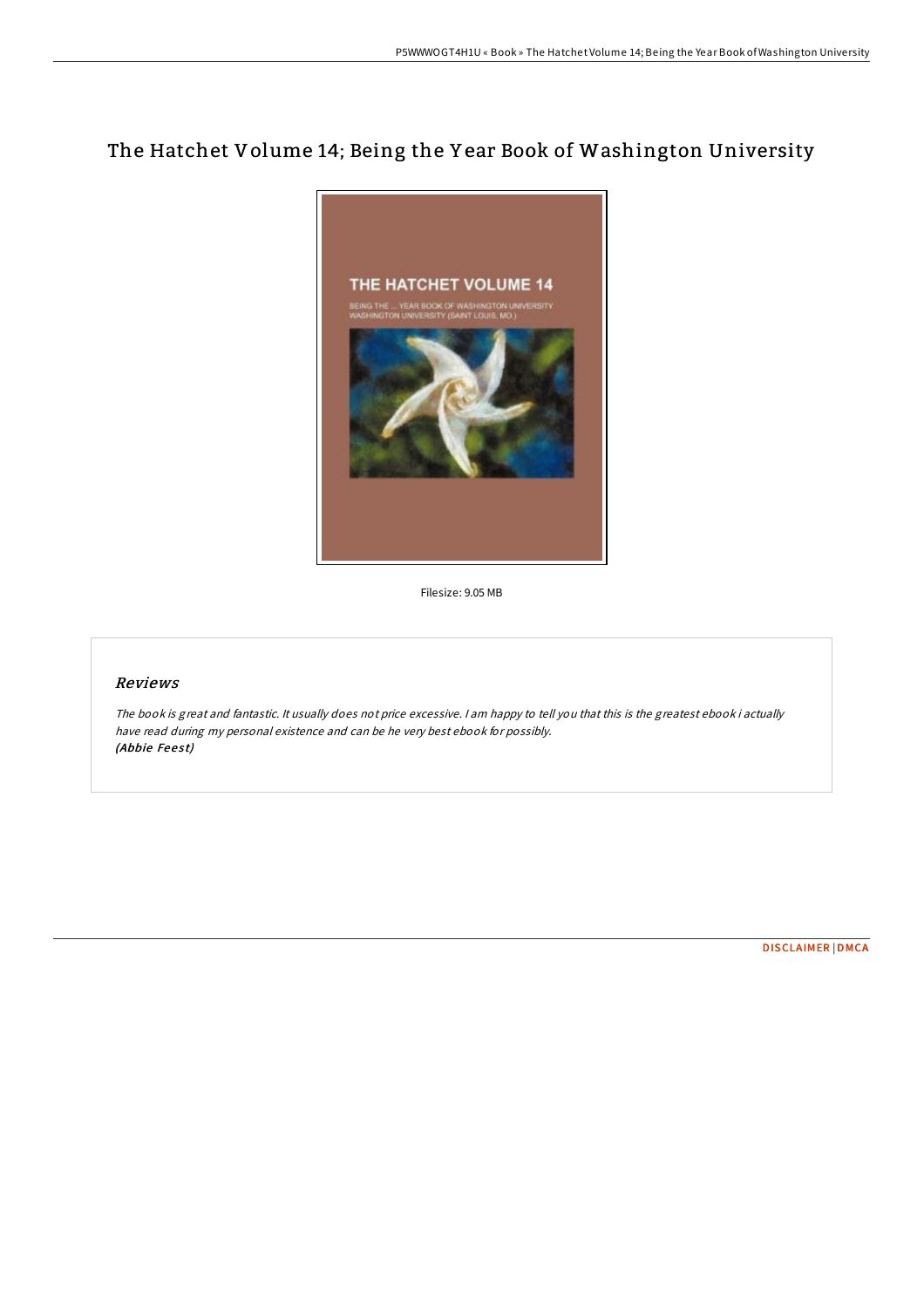# The Hatchet Volume 14; Being the Year Book of Washington University

Filesize: 9.05 MB

## Reviews

*The book is great and fantastic. It usually does not price excessive. I am happy to tell you that this is the greatest ebook i actually have read during my personal existence and can be he very best ebook for possibly.*
*(Abbie Feest)*

DISCLAIMER | DMCA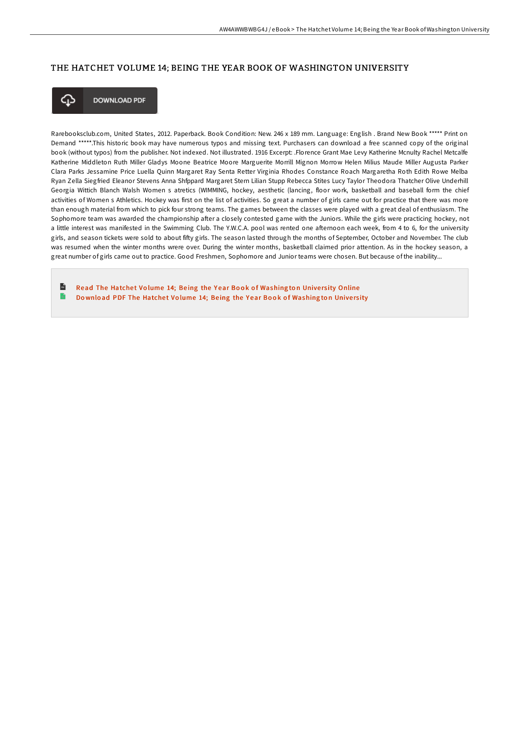## THE HATCHET VOLUME 14; BEING THE YEAR BOOK OF WASHINGTON UNIVERSITY

DOWNLOAD PDF

Rarebooksclub.com, United States, 2012. Paperback. Book Condition: New. 246 x 189 mm. Language: English . Brand New Book ***** Print on Demand *****.This historic book may have numerous typos and missing text. Purchasers can download a free scanned copy of the original book (without typos) from the publisher. Not indexed. Not illustrated. 1916 Excerpt: .Florence Grant Mae Levy Katherine Mcnulty Rachel Metcalfe Katherine Middleton Ruth Miller Gladys Moone Beatrice Moore Marguerite Morrill Mignon Morrow Helen Milius Maude Miller Augusta Parker Clara Parks Jessamine Price Luella Quinn Margaret Ray Senta Retter Virginia Rhodes Constance Roach Margaretha Roth Edith Rowe Melba Ryan Zella Siegfried Eleanor Stevens Anna Shfppard Margaret Stern Lilian Stupp Rebecca Stites Lucy Taylor Theodora Thatcher Olive Underhill Georgia Wittich Blanch Walsh Women s atretics (WIMMING, hockey, aesthetic (lancing, floor work, basketball and baseball form the chief activities of Women s Athletics. Hockey was first on the list of activities. So great a number of girls came out for practice that there was more than enough material from which to pick four strong teams. The games between the classes were played with a great deal of enthusiasm. The Sophomore team was awarded the championship after a closely contested game with the Juniors. While the girls were practicing hockey, not a little interest was manifested in the Swimming Club. The Y.W.C.A. pool was rented one afternoon each week, from 4 to 6, for the university girls, and season tickets were sold to about fifty girls. The season lasted through the months of September, October and November. The club was resumed when the winter months wrere over. During the winter months, basketball claimed prior attention. As in the hockey season, a great number of girls came out to practice. Good Freshmen, Sophomore and Junior teams were chosen. But because of the inability...

Read The Hatchet Volume 14; Being the Year Book of Washington University Online

Download PDF The Hatchet Volume 14; Being the Year Book of Washington University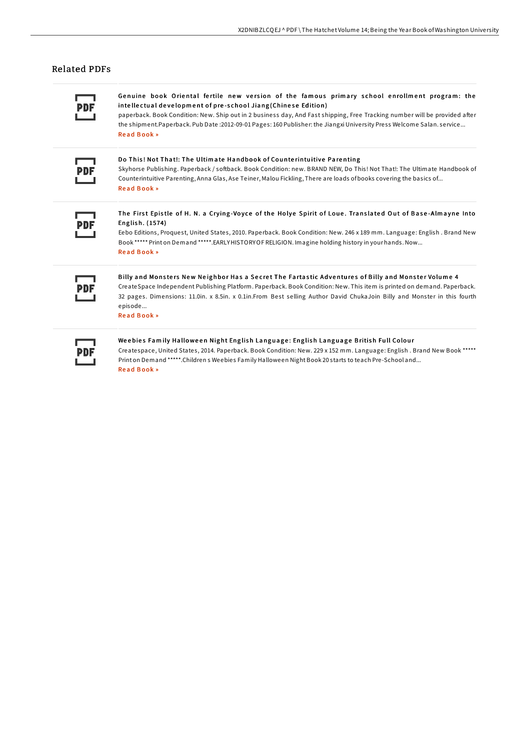## Related PDFs

**Genuine book Oriental fertile new version of the famous primary school enrollment program: the intellectual development of pre-school Jiang(Chinese Edition)**

paperback. Book Condition: New. Ship out in 2 business day, And Fast shipping, Free Tracking number will be provided after the shipment.Paperback. Pub Date :2012-09-01 Pages: 160 Publisher: the Jiangxi University Press Welcome Salan. service...

Read Book »

**Do This! Not That!: The Ultimate Handbook of Counterintuitive Parenting**

Skyhorse Publishing. Paperback / softback. Book Condition: new. BRAND NEW, Do This! Not That!: The Ultimate Handbook of Counterintuitive Parenting, Anna Glas, Ase Teiner, Malou Fickling, There are loads of books covering the basics of...

Read Book »

**The First Epistle of H. N. a Crying-Voyce of the Holye Spirit of Loue. Translated Out of Base-Almayne Into English. (1574)**

Eebo Editions, Proquest, United States, 2010. Paperback. Book Condition: New. 246 x 189 mm. Language: English . Brand New Book ***** Print on Demand *****.EARLY HISTORY OF RELIGION. Imagine holding history in your hands. Now...

Read Book »

**Billy and Monsters New Neighbor Has a Secret The Fartastic Adventures of Billy and Monster Volume 4**

CreateSpace Independent Publishing Platform. Paperback. Book Condition: New. This item is printed on demand. Paperback. 32 pages. Dimensions: 11.0in. x 8.5in. x 0.1in.From Best selling Author David Chuka Join Billy and Monster in this fourth episode...

Read Book »

**Weebies Family Halloween Night English Language: English Language British Full Colour**

Createspace, United States, 2014. Paperback. Book Condition: New. 229 x 152 mm. Language: English . Brand New Book ***** Print on Demand *****.Children s Weebies Family Halloween Night Book 20 starts to teach Pre-School and...

Read Book »